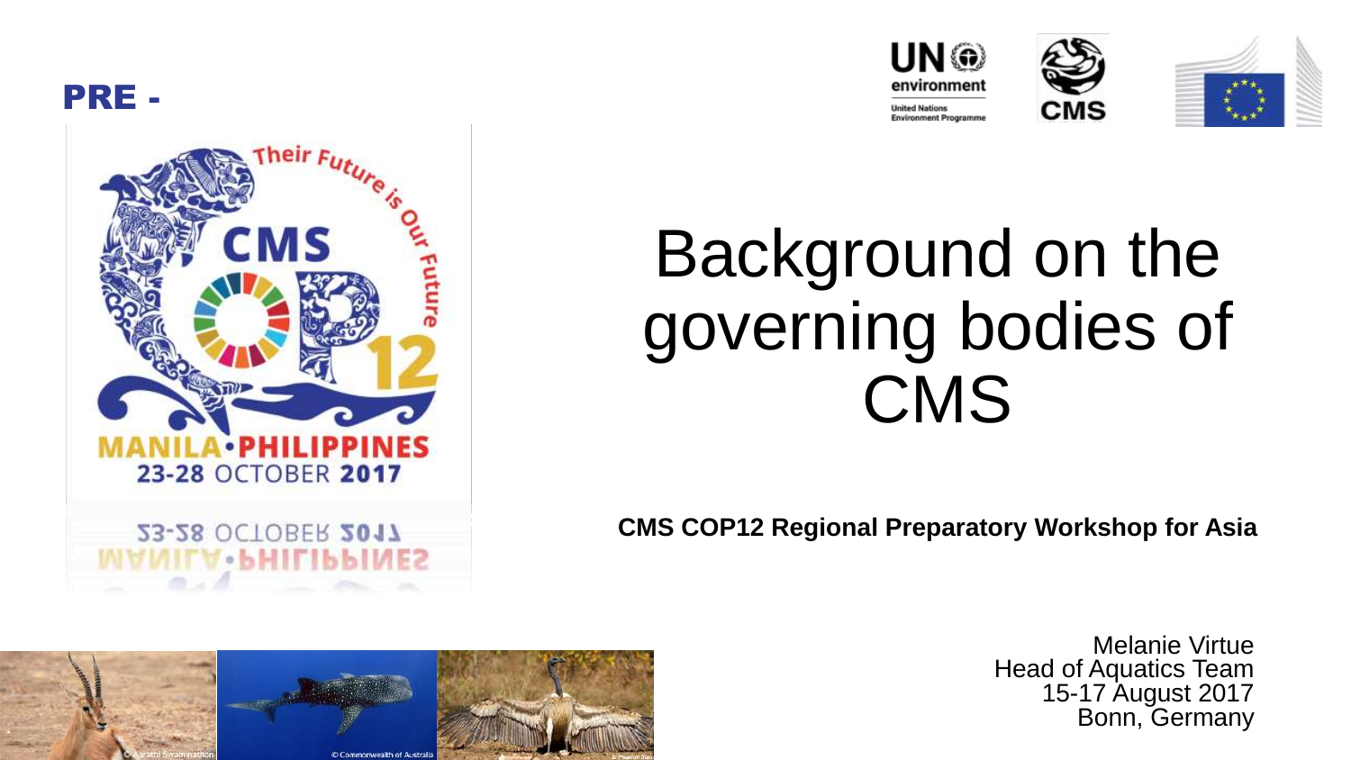PRE -

# Background on the governing bodies of CMS

**CMS COP12 Regional Preparatory Workshop for Asia**

Melanie Virtue
Head of Aquatics Team
15-17 August 2017
Bonn, Germany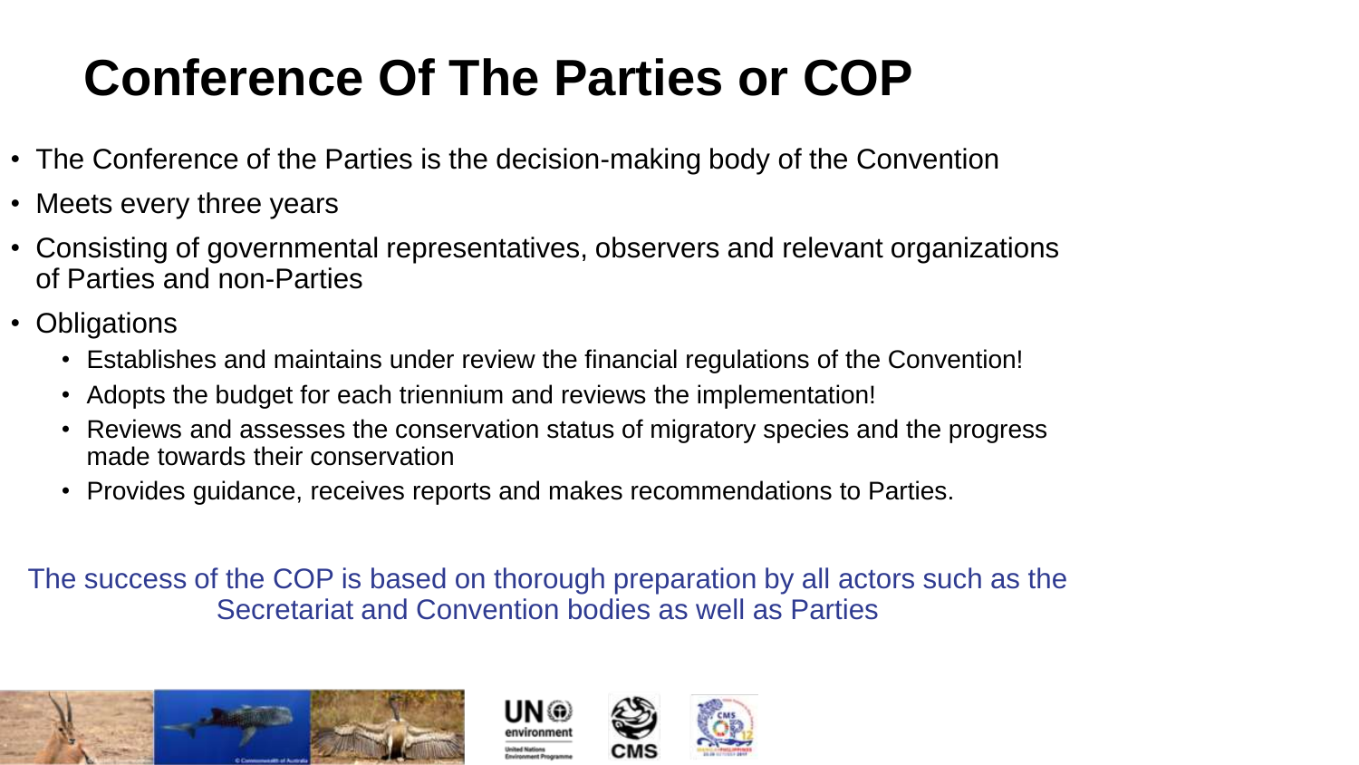# Conference Of The Parties or COP

- The Conference of the Parties is the decision-making body of the Convention
- Meets every three years
- Consisting of governmental representatives, observers and relevant organizations of Parties and non-Parties
- Obligations
  - Establishes and maintains under review the financial regulations of the Convention!
  - Adopts the budget for each triennium and reviews the implementation!
  - Reviews and assesses the conservation status of migratory species and the progress made towards their conservation
  - Provides guidance, receives reports and makes recommendations to Parties.

The success of the COP is based on thorough preparation by all actors such as the Secretariat and Convention bodies as well as Parties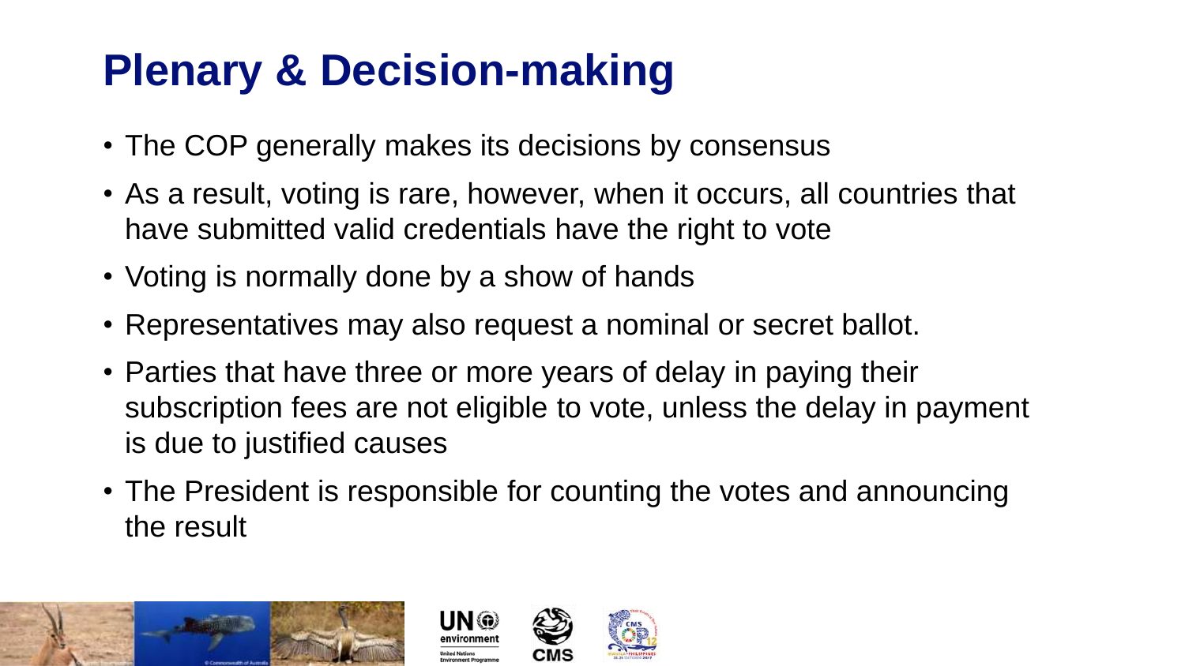# Plenary & Decision-making

- The COP generally makes its decisions by consensus
- As a result, voting is rare, however, when it occurs, all countries that have submitted valid credentials have the right to vote
- Voting is normally done by a show of hands
- Representatives may also request a nominal or secret ballot.
- Parties that have three or more years of delay in paying their subscription fees are not eligible to vote, unless the delay in payment is due to justified causes
- The President is responsible for counting the votes and announcing the result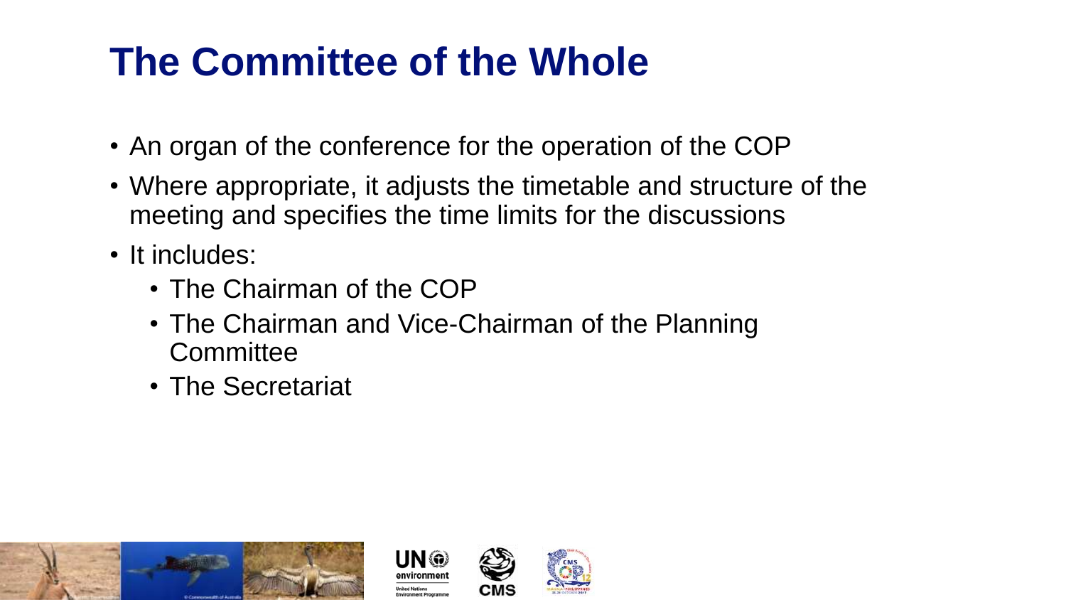# The Committee of the Whole

- An organ of the conference for the operation of the COP
- Where appropriate, it adjusts the timetable and structure of the meeting and specifies the time limits for the discussions
- It includes:
  - The Chairman of the COP
  - The Chairman and Vice-Chairman of the Planning Committee
  - The Secretariat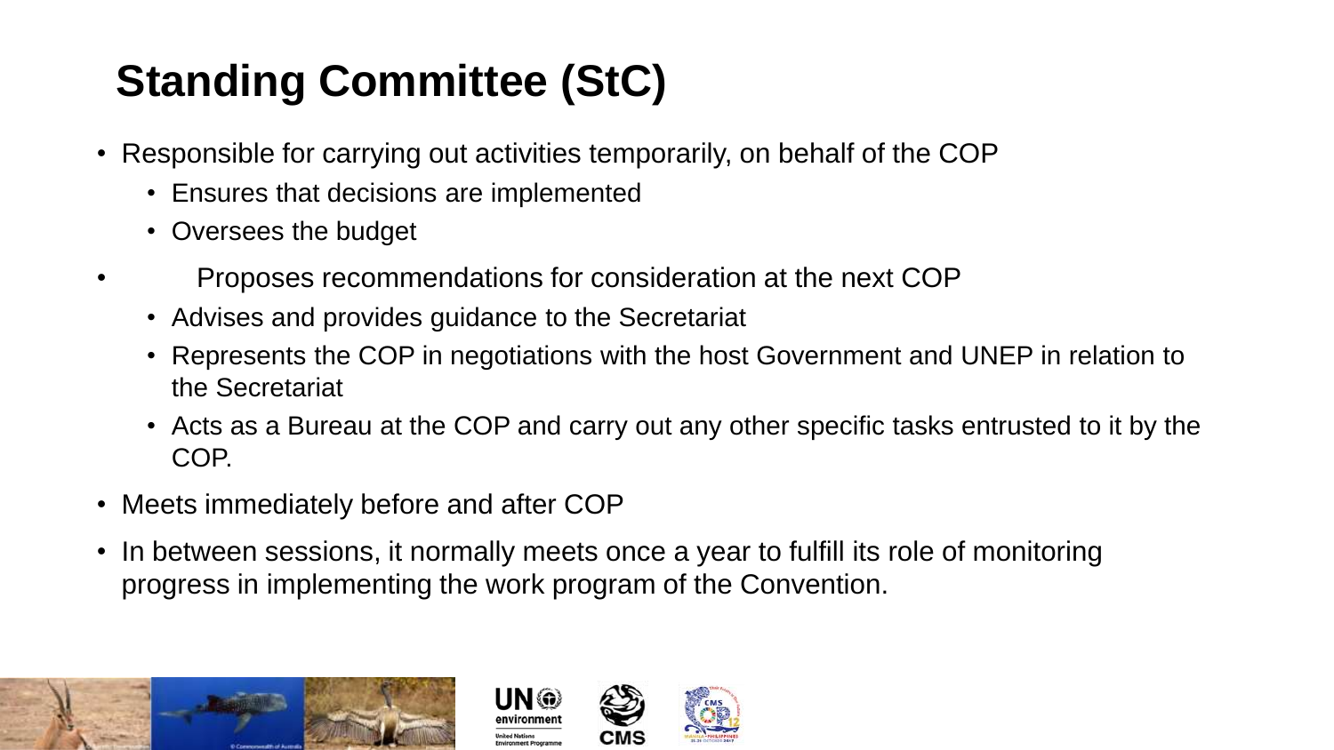# Standing Committee (StC)

- Responsible for carrying out activities temporarily, on behalf of the COP
  - Ensures that decisions are implemented
  - Oversees the budget
- Proposes recommendations for consideration at the next COP
  - Advises and provides guidance to the Secretariat
  - Represents the COP in negotiations with the host Government and UNEP in relation to the Secretariat
  - Acts as a Bureau at the COP and carry out any other specific tasks entrusted to it by the COP.
- Meets immediately before and after COP
- In between sessions, it normally meets once a year to fulfill its role of monitoring progress in implementing the work program of the Convention.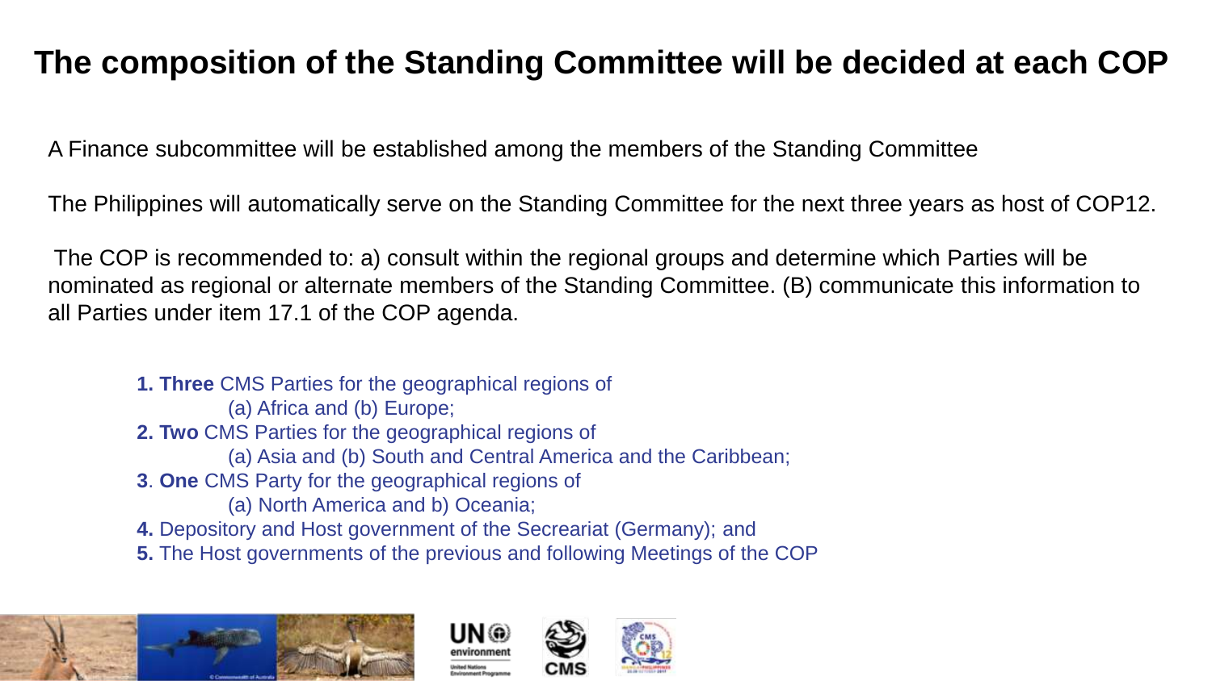# The composition of the Standing Committee will be decided at each COP

A Finance subcommittee will be established among the members of the Standing Committee

The Philippines will automatically serve on the Standing Committee for the next three years as host of COP12.

The COP is recommended to: a) consult within the regional groups and determine which Parties will be nominated as regional or alternate members of the Standing Committee. (B) communicate this information to all Parties under item 17.1 of the COP agenda.

**1. Three** CMS Parties for the geographical regions of
(a) Africa and (b) Europe;

**2. Two** CMS Parties for the geographical regions of
(a) Asia and (b) South and Central America and the Caribbean;

**3**. **One** CMS Party for the geographical regions of
(a) North America and b) Oceania;

**4.** Depository and Host government of the Secreariat (Germany); and

**5.** The Host governments of the previous and following Meetings of the COP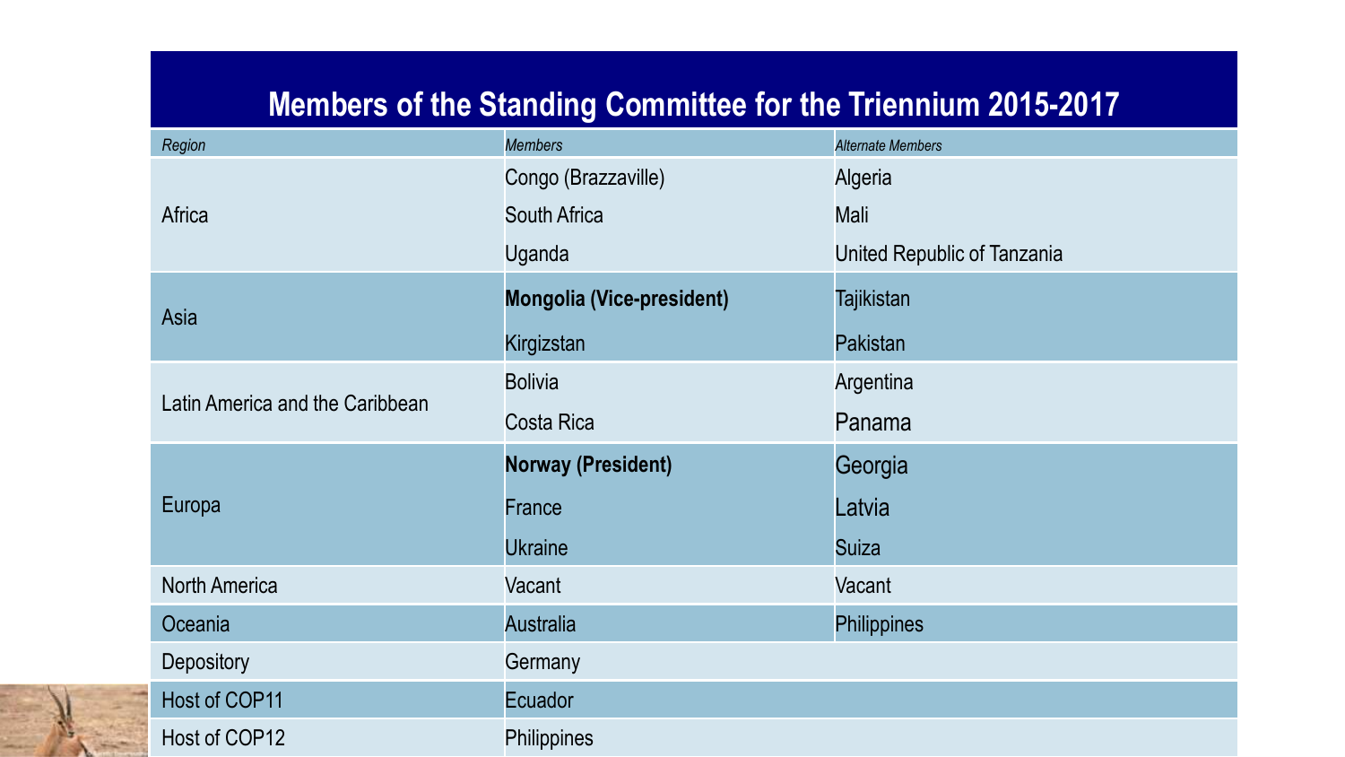## Members of the Standing Committee for the Triennium 2015-2017

| *Region* | *Members* | *Alternate Members* |
|---|---|---|
| Africa | Congo (Brazzaville) | Algeria |
| | South Africa | Mali |
| | Uganda | United Republic of Tanzania |
| Asia | **Mongolia (Vice-president)** | Tajikistan |
| | Kirgizstan | Pakistan |
| Latin America and the Caribbean | Bolivia | Argentina |
| | Costa Rica | Panama |
| Europa | **Norway (President)** | Georgia |
| | France | Latvia |
| | Ukraine | Suiza |
| North America | Vacant | Vacant |
| Oceania | Australia | Philippines |
| Depository | Germany | |
| Host of COP11 | Ecuador | |
| Host of COP12 | Philippines | |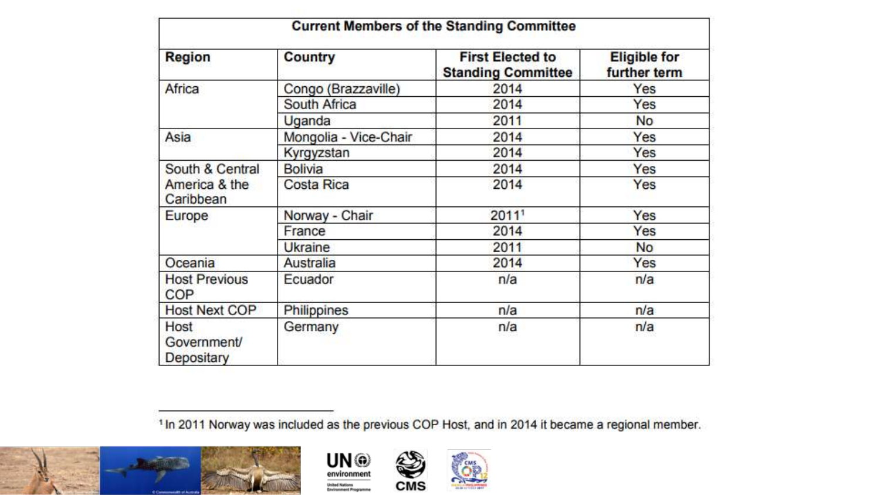| Current Members of the Standing Committee | | | |
|---|---|---|---|
| **Region** | **Country** | **First Elected to Standing Committee** | **Eligible for further term** |
| Africa | Congo (Brazzaville) | 2014 | Yes |
| | South Africa | 2014 | Yes |
| | Uganda | 2011 | No |
| Asia | Mongolia - Vice-Chair | 2014 | Yes |
| | Kyrgyzstan | 2014 | Yes |
| South & Central America & the Caribbean | Bolivia | 2014 | Yes |
| | Costa Rica | 2014 | Yes |
| Europe | Norway - Chair | 2011[1] | Yes |
| | France | 2014 | Yes |
| | Ukraine | 2011 | No |
| Oceania | Australia | 2014 | Yes |
| Host Previous COP | Ecuador | n/a | n/a |
| Host Next COP | Philippines | n/a | n/a |
| Host Government/ Depositary | Germany | n/a | n/a |

[1] In 2011 Norway was included as the previous COP Host, and in 2014 it became a regional member.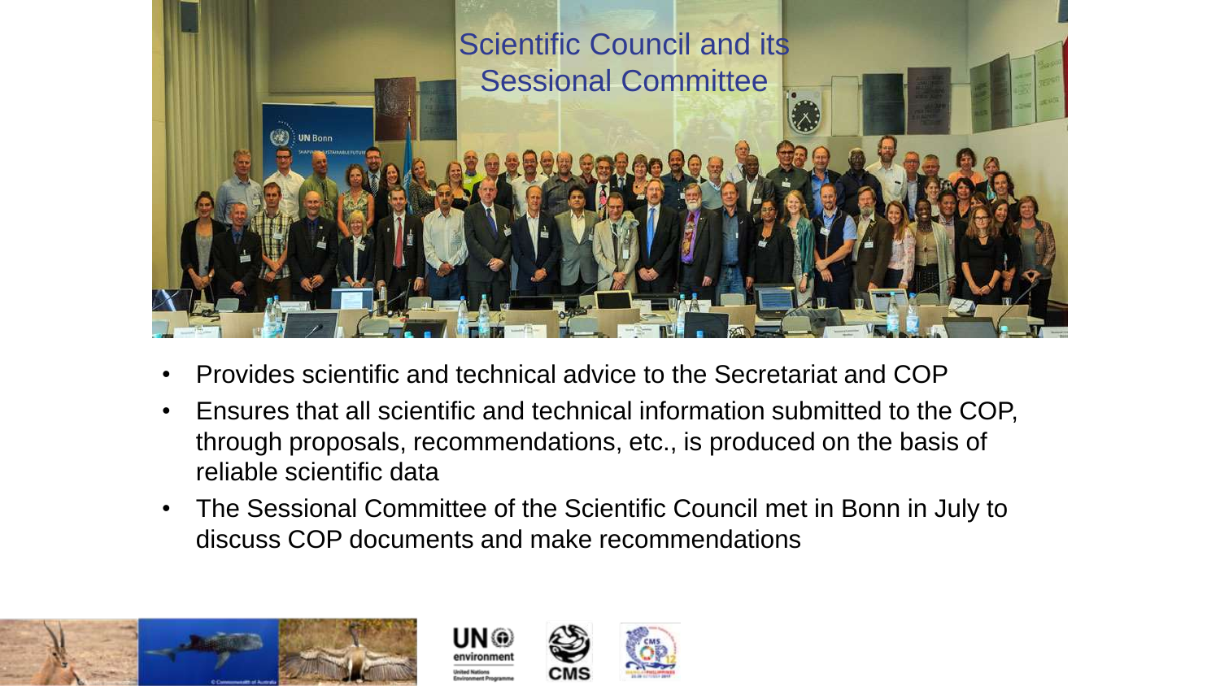# Scientific Council and its Sessional Committee

- Provides scientific and technical advice to the Secretariat and COP
- Ensures that all scientific and technical information submitted to the COP, through proposals, recommendations, etc., is produced on the basis of reliable scientific data
- The Sessional Committee of the Scientific Council met in Bonn in July to discuss COP documents and make recommendations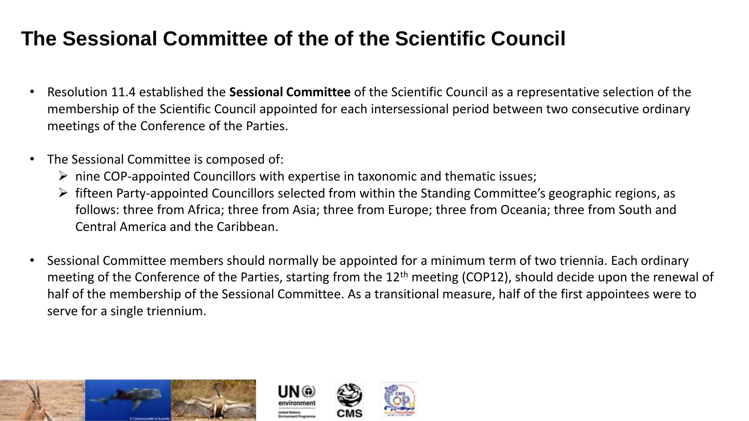# The Sessional Committee of the of the Scientific Council

- Resolution 11.4 established the **Sessional Committee** of the Scientific Council as a representative selection of the membership of the Scientific Council appointed for each intersessional period between two consecutive ordinary meetings of the Conference of the Parties.

- The Sessional Committee is composed of:
  - nine COP-appointed Councillors with expertise in taxonomic and thematic issues;
  - fifteen Party-appointed Councillors selected from within the Standing Committee's geographic regions, as follows: three from Africa; three from Asia; three from Europe; three from Oceania; three from South and Central America and the Caribbean.

- Sessional Committee members should normally be appointed for a minimum term of two triennia. Each ordinary meeting of the Conference of the Parties, starting from the 12th meeting (COP12), should decide upon the renewal of half of the membership of the Sessional Committee. As a transitional measure, half of the first appointees were to serve for a single triennium.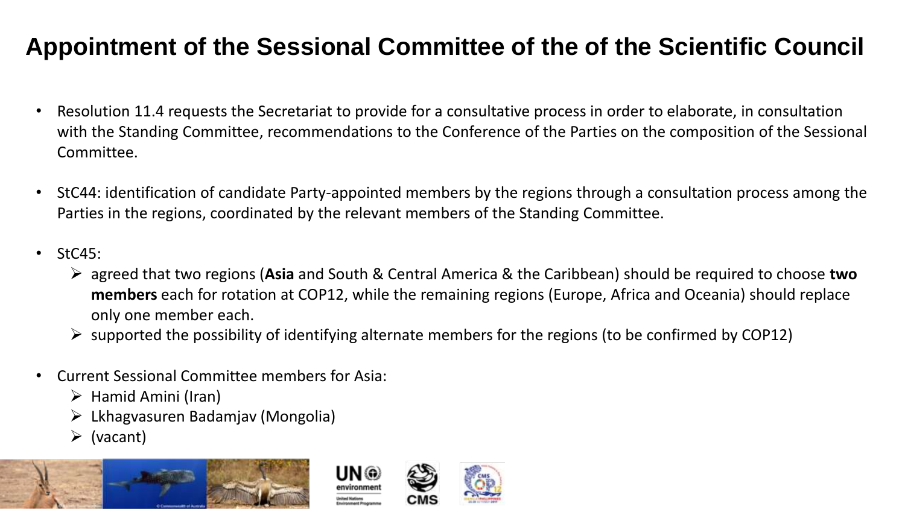# Appointment of the Sessional Committee of the of the Scientific Council

- Resolution 11.4 requests the Secretariat to provide for a consultative process in order to elaborate, in consultation with the Standing Committee, recommendations to the Conference of the Parties on the composition of the Sessional Committee.

- StC44: identification of candidate Party-appointed members by the regions through a consultation process among the Parties in the regions, coordinated by the relevant members of the Standing Committee.

- StC45:
  - agreed that two regions (**Asia** and South & Central America & the Caribbean) should be required to choose **two members** each for rotation at COP12, while the remaining regions (Europe, Africa and Oceania) should replace only one member each.
  - supported the possibility of identifying alternate members for the regions (to be confirmed by COP12)

- Current Sessional Committee members for Asia:
  - Hamid Amini (Iran)
  - Lkhagvasuren Badamjav (Mongolia)
  - (vacant)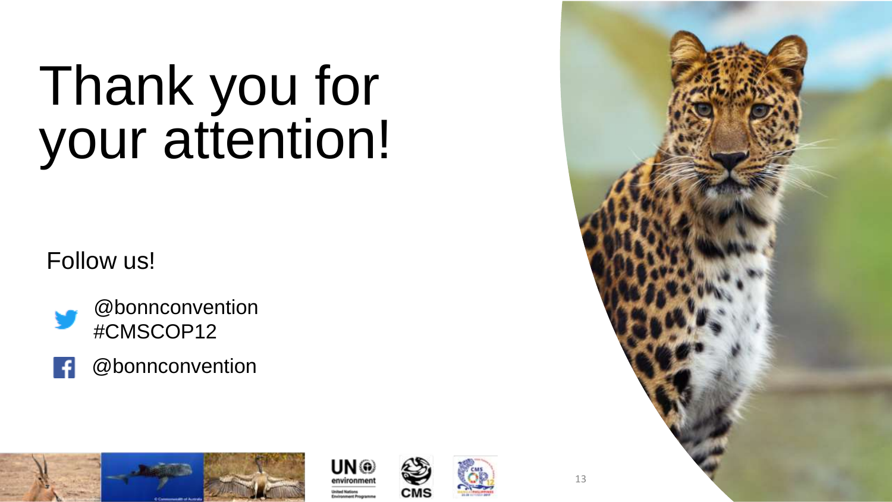# Thank you for your attention!

Follow us!

@bonnconvention
#CMSCOP12

@bonnconvention